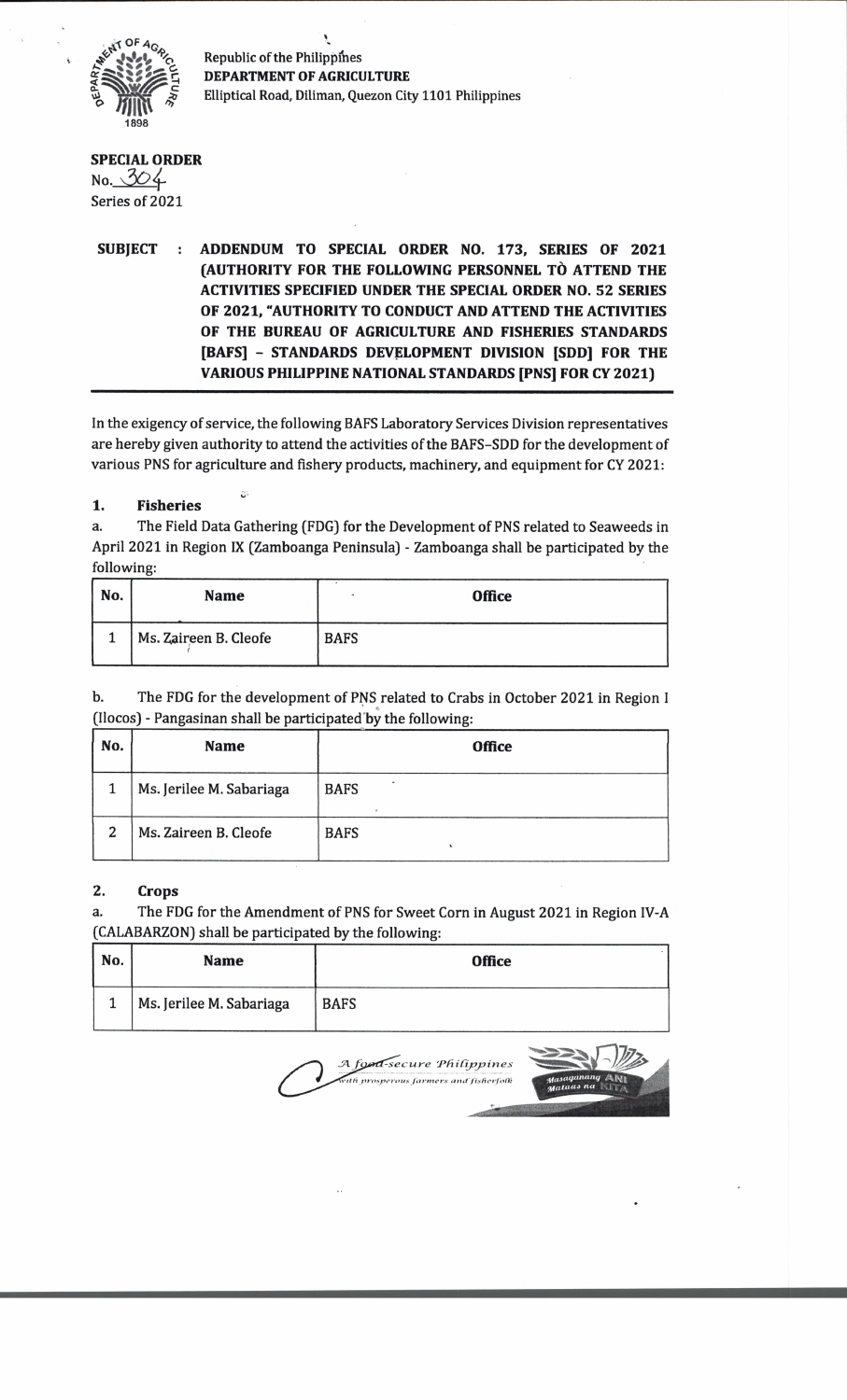Republic of the Philippines
**DEPARTMENT OF AGRICULTURE**
Elliptical Road, Diliman, Quezon City 1101 Philippines

**SPECIAL ORDER**
No. 304
Series of 2021

**SUBJECT : ADDENDUM TO SPECIAL ORDER NO. 173, SERIES OF 2021 (AUTHORITY FOR THE FOLLOWING PERSONNEL TO ATTEND THE ACTIVITIES SPECIFIED UNDER THE SPECIAL ORDER NO. 52 SERIES OF 2021, "AUTHORITY TO CONDUCT AND ATTEND THE ACTIVITIES OF THE BUREAU OF AGRICULTURE AND FISHERIES STANDARDS [BAFS] – STANDARDS DEVELOPMENT DIVISION [SDD] FOR THE VARIOUS PHILIPPINE NATIONAL STANDARDS [PNS] FOR CY 2021)**

In the exigency of service, the following BAFS Laboratory Services Division representatives are hereby given authority to attend the activities of the BAFS–SDD for the development of various PNS for agriculture and fishery products, machinery, and equipment for CY 2021:

**1. Fisheries**

a. The Field Data Gathering (FDG) for the Development of PNS related to Seaweeds in April 2021 in Region IX (Zamboanga Peninsula) - Zamboanga shall be participated by the following:

| No. | Name | Office |
|---|---|---|
| 1 | Ms. Zaireen B. Cleofe | BAFS |

b. The FDG for the development of PNS related to Crabs in October 2021 in Region I (Ilocos) - Pangasinan shall be participated by the following:

| No. | Name | Office |
|---|---|---|
| 1 | Ms. Jerilee M. Sabariaga | BAFS |
| 2 | Ms. Zaireen B. Cleofe | BAFS |

**2. Crops**

a. The FDG for the Amendment of PNS for Sweet Corn in August 2021 in Region IV-A (CALABARZON) shall be participated by the following:

| No. | Name | Office |
|---|---|---|
| 1 | Ms. Jerilee M. Sabariaga | BAFS |

*A food-secure Philippines with prosperous farmers and fisherfolk*

Masaganang ANI Mataas na KITA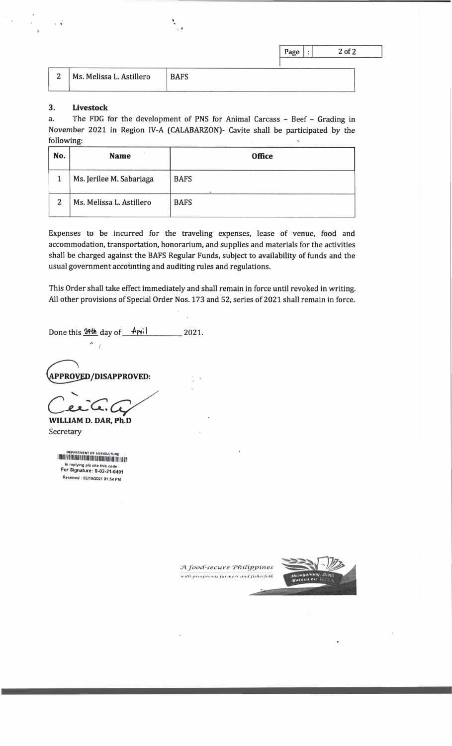| | | |
|---|---|---|
| 2 | Ms. Melissa L. Astillero | BAFS |

### 3. Livestock

a. The FDG for the development of PNS for Animal Carcass – Beef – Grading in November 2021 in Region IV-A (CALABARZON)- Cavite shall be participated by the following:

| No. | Name | Office |
|---|---|---|
| 1 | Ms. Jerilee M. Sabariaga | BAFS |
| 2 | Ms. Melissa L. Astillero | BAFS |

Expenses to be incurred for the traveling expenses, lease of venue, food and accommodation, transportation, honorarium, and supplies and materials for the activities shall be charged against the BAFS Regular Funds, subject to availability of funds and the usual government accounting and auditing rules and regulations.

This Order shall take effect immediately and shall remain in force until revoked in writing. All other provisions of Special Order Nos. 173 and 52, series of 2021 shall remain in force.

Done this 29th day of April 2021.

**APPROVED/DISAPPROVED:**

**WILLIAM D. DAR, Ph.D**
Secretary

DEPARTMENT OF AGRICULTURE
in replying pls cite this code :
For Signature: S-02-21-0491
Received : 02/19/2021 01:54 PM

*A food-secure Philippines with prosperous farmers and fisherfolk*

Masaganang ANI Mataas na KITA